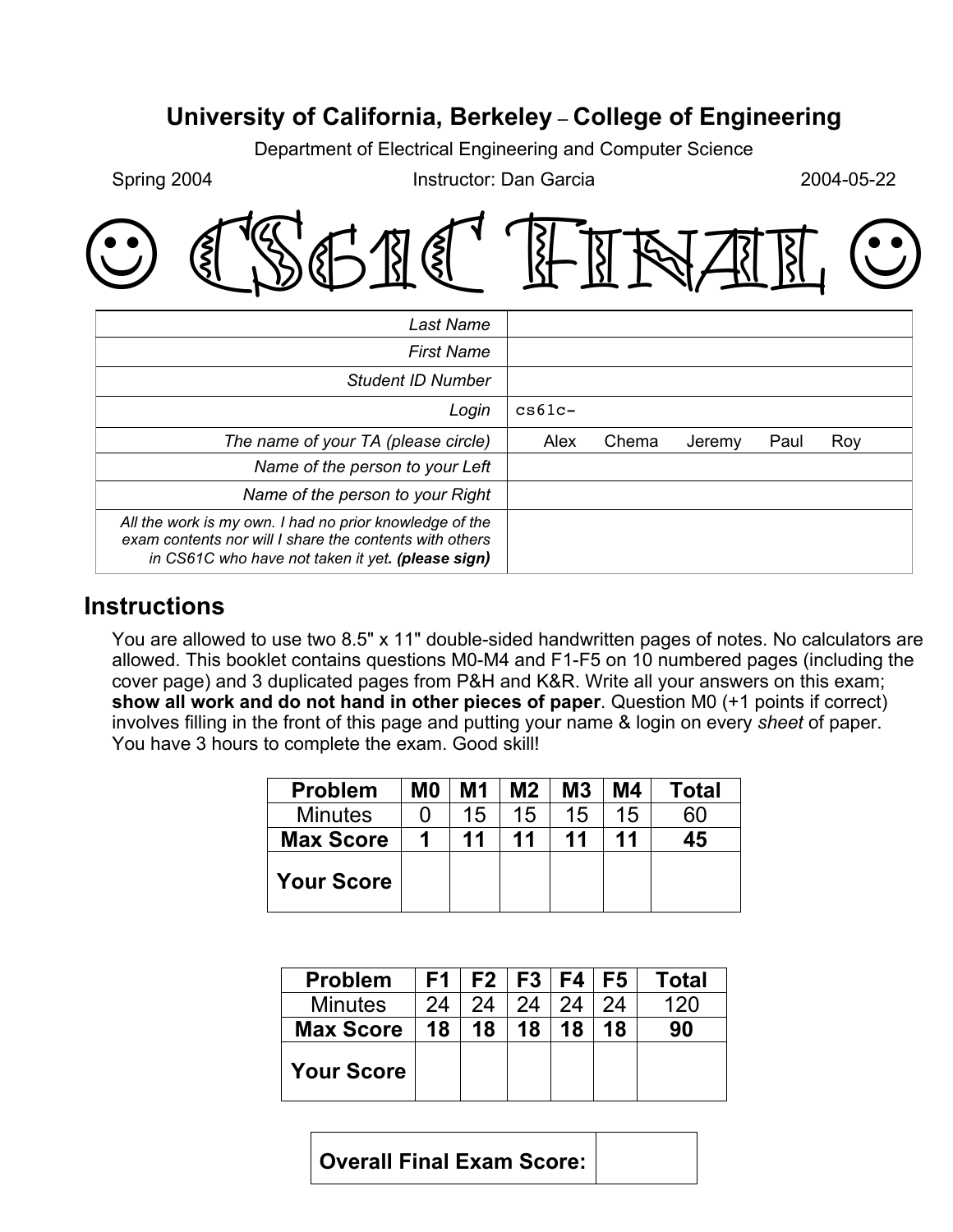# University of California, Berkeley – College of Engineering

Department of Electrical Engineering and Computer Science

Spring 2004 | Instructor: Dan Garcia | 2004-05-22

# ☺ CS61C Final ☺

| | |
|---|---|
| *Last Name* | |
| *First Name* | |
| *Student ID Number* | |
| *Login* | cs61c- |
| *The name of your TA (please circle)* | Alex Chema Jeremy Paul Roy |
| *Name of the person to your Left* | |
| *Name of the person to your Right* | |
| *All the work is my own. I had no prior knowledge of the exam contents nor will I share the contents with others in CS61C who have not taken it yet. **(please sign)*** | |

## Instructions

You are allowed to use two 8.5" x 11" double-sided handwritten pages of notes. No calculators are allowed. This booklet contains questions M0-M4 and F1-F5 on 10 numbered pages (including the cover page) and 3 duplicated pages from P&H and K&R. Write all your answers on this exam; **show all work and do not hand in other pieces of paper**. Question M0 (+1 points if correct) involves filling in the front of this page and putting your name & login on every *sheet* of paper. You have 3 hours to complete the exam. Good skill!

| Problem | M0 | M1 | M2 | M3 | M4 | Total |
|---|---|---|---|---|---|---|
| Minutes | 0 | 15 | 15 | 15 | 15 | 60 |
| **Max Score** | **1** | **11** | **11** | **11** | **11** | **45** |
| **Your Score** | | | | | | |

| Problem | F1 | F2 | F3 | F4 | F5 | Total |
|---|---|---|---|---|---|---|
| Minutes | 24 | 24 | 24 | 24 | 24 | 120 |
| **Max Score** | **18** | **18** | **18** | **18** | **18** | **90** |
| **Your Score** | | | | | | |

| **Overall Final Exam Score:** | |
|---|---|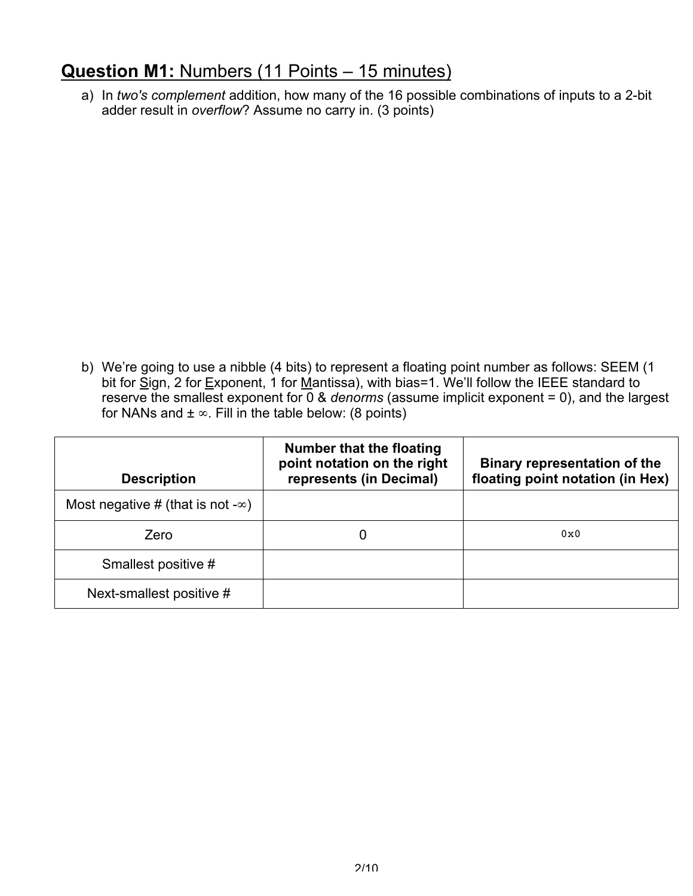## **Question M1:** Numbers (11 Points – 15 minutes)

a) In *two's complement* addition, how many of the 16 possible combinations of inputs to a 2-bit adder result in *overflow*? Assume no carry in. (3 points)

b) We're going to use a nibble (4 bits) to represent a floating point number as follows: SEEM (1 bit for Sign, 2 for Exponent, 1 for Mantissa), with bias=1. We'll follow the IEEE standard to reserve the smallest exponent for 0 & *denorms* (assume implicit exponent = 0), and the largest for NANs and $\pm\infty$. Fill in the table below: (8 points)

| Description | Number that the floating point notation on the right represents (in Decimal) | Binary representation of the floating point notation (in Hex) |
|---|---|---|
| Most negative # (that is not $-\infty$) | | |
| Zero | 0 | `0x0` |
| Smallest positive # | | |
| Next-smallest positive # | | |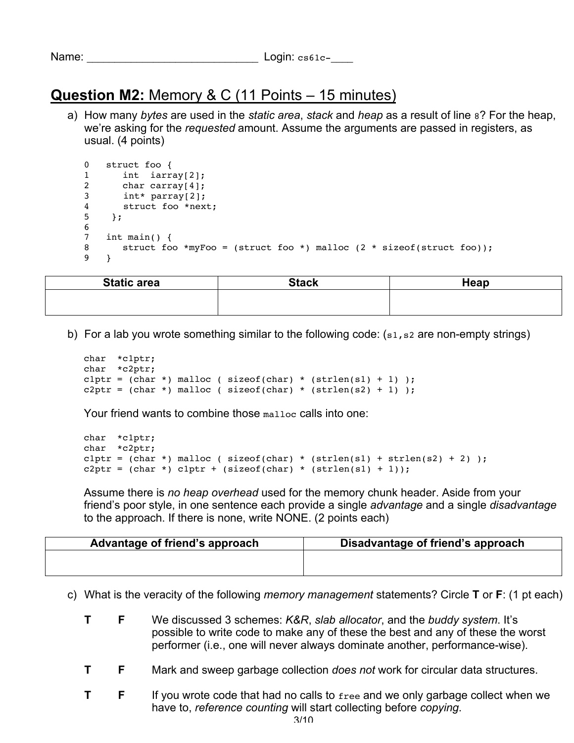Name: ___________________________ Login: cs61c-____

## Question M2: Memory & C (11 Points – 15 minutes)

a) How many *bytes* are used in the *static area*, *stack* and *heap* as a result of line 8? For the heap, we're asking for the *requested* amount. Assume the arguments are passed in registers, as usual. (4 points)

```
0   struct foo {
1      int  iarray[2];
2      char carray[4];
3      int* parray[2];
4      struct foo *next;
5    };
6
7   int main() {
8      struct foo *myFoo = (struct foo *) malloc (2 * sizeof(struct foo));
9   }
```

| Static area | Stack | Heap |
|---|---|---|
| | | |

b) For a lab you wrote something similar to the following code: (s1,s2 are non-empty strings)

```
char  *c1ptr;
char  *c2ptr;
c1ptr = (char *) malloc ( sizeof(char) * (strlen(s1) + 1) );
c2ptr = (char *) malloc ( sizeof(char) * (strlen(s2) + 1) );
```

Your friend wants to combine those `malloc` calls into one:

```
char  *c1ptr;
char  *c2ptr;
c1ptr = (char *) malloc ( sizeof(char) * (strlen(s1) + strlen(s2) + 2) );
c2ptr = (char *) c1ptr + (sizeof(char) * (strlen(s1) + 1));
```

Assume there is *no heap overhead* used for the memory chunk header. Aside from your friend's poor style, in one sentence each provide a single *advantage* and a single *disadvantage* to the approach. If there is none, write NONE. (2 points each)

| Advantage of friend's approach | Disadvantage of friend's approach |
|---|---|
| | |

c) What is the veracity of the following *memory management* statements? Circle **T** or **F**: (1 pt each)

**T** **F** We discussed 3 schemes: *K&R*, *slab allocator*, and the *buddy system*. It's possible to write code to make any of these the best and any of these the worst performer (i.e., one will never always dominate another, performance-wise).

**T** **F** Mark and sweep garbage collection *does not* work for circular data structures.

**T** **F** If you wrote code that had no calls to `free` and we only garbage collect when we have to, *reference counting* will start collecting before *copying*.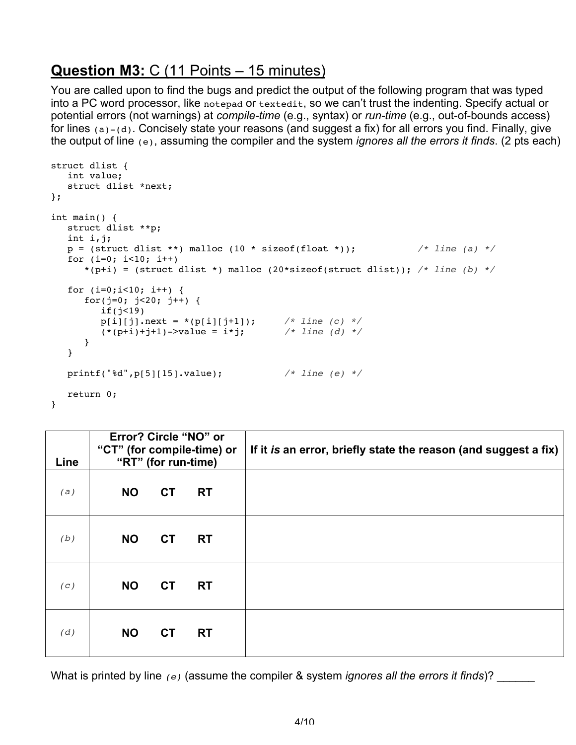## Question M3: C (11 Points – 15 minutes)

You are called upon to find the bugs and predict the output of the following program that was typed into a PC word processor, like `notepad` or `textedit`, so we can't trust the indenting. Specify actual or potential errors (not warnings) at *compile-time* (e.g., syntax) or *run-time* (e.g., out-of-bounds access) for lines `(a)-(d)`. Concisely state your reasons (and suggest a fix) for all errors you find. Finally, give the output of line `(e)`, assuming the compiler and the system *ignores all the errors it finds*. (2 pts each)

```
struct dlist {
   int value;
   struct dlist *next;
};

int main() {
   struct dlist **p;
   int i,j;
   p = (struct dlist **) malloc (10 * sizeof(float *));          /* line (a) */
   for (i=0; i<10; i++)
      *(p+i) = (struct dlist *) malloc (20*sizeof(struct dlist)); /* line (b) */

   for (i=0;i<10; i++) {
      for(j=0; j<20; j++) {
         if(j<19)
         p[i][j].next = *(p[i][j+1]);     /* line (c) */
         (*(p+i)+j+1)->value = i*j;       /* line (d) */
      }
   }

   printf("%d",p[5][15].value);           /* line (e) */

   return 0;
}
```

| Line | Error? Circle "NO" or "CT" (for compile-time) or "RT" (for run-time) | If it *is* an error, briefly state the reason (and suggest a fix) |
|---|---|---|
| *(a)* | **NO** **CT** **RT** | |
| *(b)* | **NO** **CT** **RT** | |
| *(c)* | **NO** **CT** **RT** | |
| *(d)* | **NO** **CT** **RT** | |

What is printed by line *(e)* (assume the compiler & system *ignores all the errors it finds*)? ______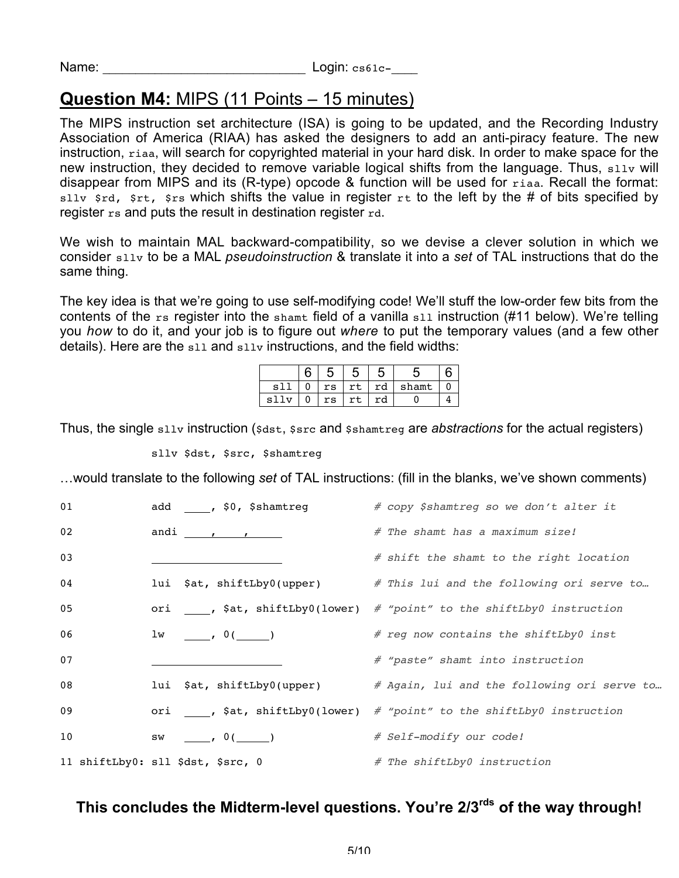Name: ___________________________ Login: cs61c-____

## Question M4: MIPS (11 Points – 15 minutes)

The MIPS instruction set architecture (ISA) is going to be updated, and the Recording Industry Association of America (RIAA) has asked the designers to add an anti-piracy feature. The new instruction, `riaa`, will search for copyrighted material in your hard disk. In order to make space for the new instruction, they decided to remove variable logical shifts from the language. Thus, `sllv` will disappear from MIPS and its (R-type) opcode & function will be used for `riaa`. Recall the format: `sllv $rd, $rt, $rs` which shifts the value in register `rt` to the left by the # of bits specified by register `rs` and puts the result in destination register `rd`.

We wish to maintain MAL backward-compatibility, so we devise a clever solution in which we consider `sllv` to be a MAL *pseudoinstruction* & translate it into a *set* of TAL instructions that do the same thing.

The key idea is that we're going to use self-modifying code! We'll stuff the low-order few bits from the contents of the `rs` register into the `shamt` field of a vanilla `sll` instruction (#11 below). We're telling you *how* to do it, and your job is to figure out *where* to put the temporary values (and a few other details). Here are the `sll` and `sllv` instructions, and the field widths:

| | 6 | 5 | 5 | 5 | 5 | 6 |
|---|---|---|---|---|---|---|
| sll | 0 | rs | rt | rd | shamt | 0 |
| sllv | 0 | rs | rt | rd | 0 | 4 |

Thus, the single `sllv` instruction (`$dst`, `$src` and `$shamtreg` are *abstractions* for the actual registers)

```
sllv $dst, $src, $shamtreg
```

…would translate to the following *set* of TAL instructions: (fill in the blanks, we've shown comments)

```
01              add  ____, $0, $shamtreg          # copy $shamtreg so we don't alter it
02              andi ____,____,_____              # The shamt has a maximum size!
03              ____________________              # shift the shamt to the right location
04              lui  $at, shiftLby0(upper)        # This lui and the following ori serve to…
05              ori  ____, $at, shiftLby0(lower)  # "point" to the shiftLby0 instruction
06              lw   ____, 0(_____)               # reg now contains the shiftLby0 inst
07              ____________________              # "paste" shamt into instruction
08              lui  $at, shiftLby0(upper)        # Again, lui and the following ori serve to…
09              ori  ____, $at, shiftLby0(lower)  # "point" to the shiftLby0 instruction
10              sw   ____, 0(_____)               # Self-modify our code!
11 shiftLby0: sll $dst, $src, 0                   # The shiftLby0 instruction
```

**This conclude the Midterm-level questions. You're 2/3rds of the way through!**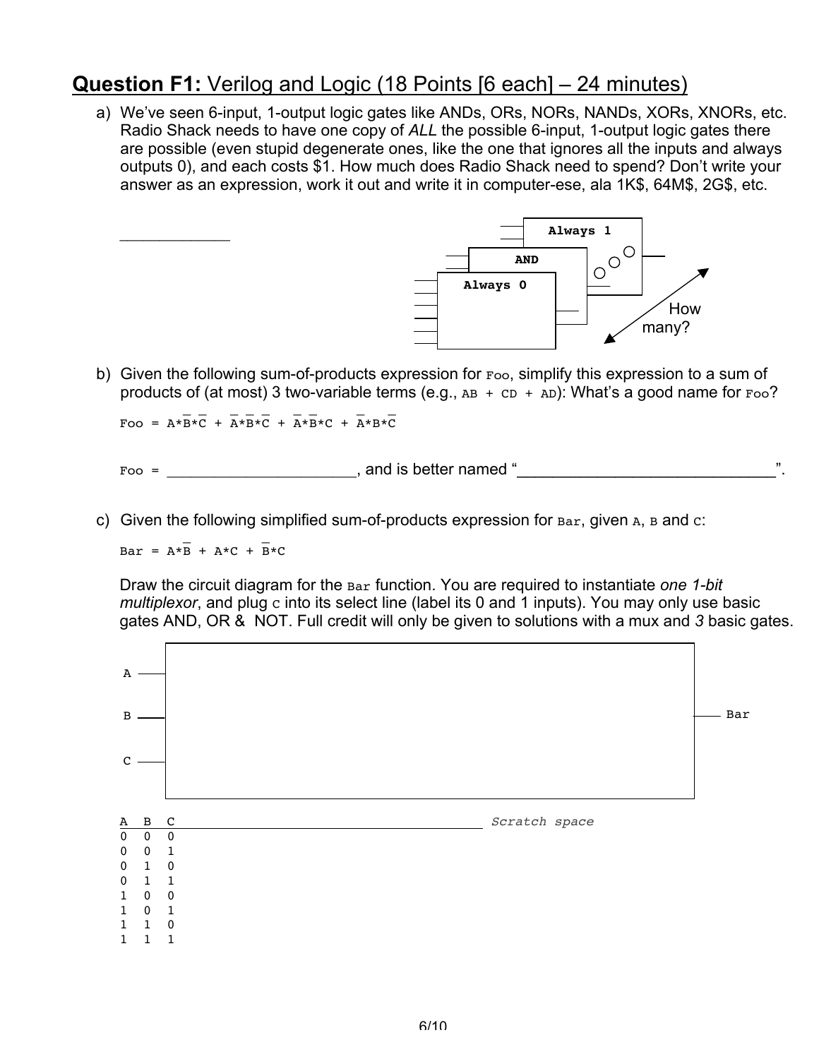## Question F1: Verilog and Logic (18 Points [6 each] – 24 minutes)

a) We've seen 6-input, 1-output logic gates like ANDs, ORs, NORs, NANDs, XORs, XNORs, etc. Radio Shack needs to have one copy of *ALL* the possible 6-input, 1-output logic gates there are possible (even stupid degenerate ones, like the one that ignores all the inputs and always outputs 0), and each costs $1. How much does Radio Shack need to spend? Don't write your answer as an expression, work it out and write it in computer-ese, ala 1K$, 64M$, 2G$, etc.

____________

Always 1

AND

Always 0

How many?

b) Given the following sum-of-products expression for `Foo`, simplify this expression to a sum of products of (at most) 3 two-variable terms (e.g., `AB + CD + AD`): What's a good name for `Foo`?

$$Foo = A*\overline{B}*\overline{C} + \overline{A}*\overline{B}*\overline{C} + \overline{A}*\overline{B}*C + \overline{A}*B*\overline{C}$$

`Foo` = ______________________, and is better named "_____________________________".

c) Given the following simplified sum-of-products expression for `Bar`, given `A`, `B` and `C`:

$$Bar = A*\overline{B} + A*C + \overline{B}*C$$

Draw the circuit diagram for the `Bar` function. You are required to instantiate *one 1-bit multiplexor*, and plug `C` into its select line (label its 0 and 1 inputs). You may only use basic gates AND, OR & NOT. Full credit will only be given to solutions with a mux and *3* basic gates.

A

B

C

Bar

| A | B | C |
|---|---|---|
| 0 | 0 | 0 |
| 0 | 0 | 1 |
| 0 | 1 | 0 |
| 0 | 1 | 1 |
| 1 | 0 | 0 |
| 1 | 0 | 1 |
| 1 | 1 | 0 |
| 1 | 1 | 1 |

*Scratch space*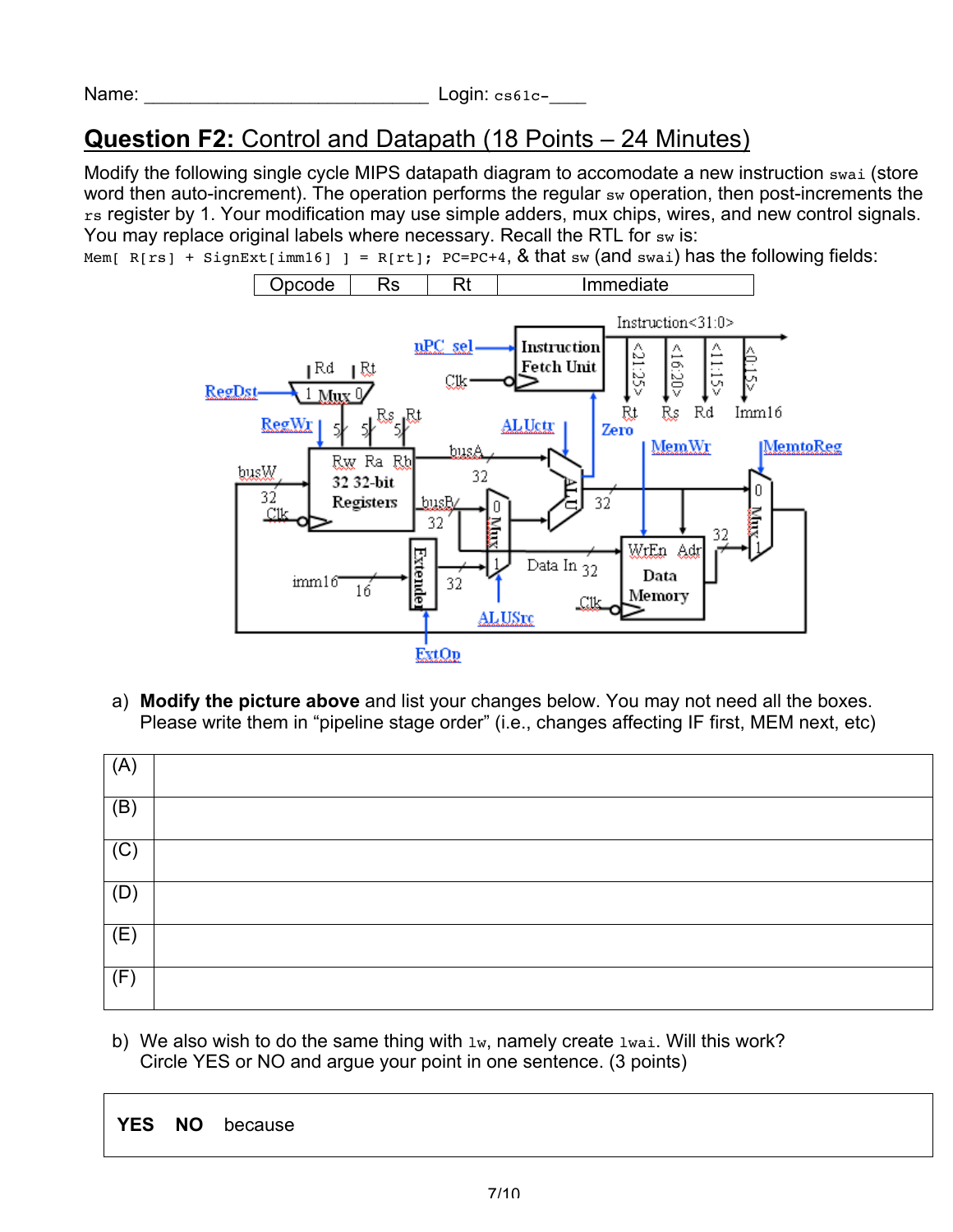Name: ______________________________ Login: cs61c-____

## Question F2: Control and Datapath (18 Points – 24 Minutes)

Modify the following single cycle MIPS datapath diagram to accomodate a new instruction `swai` (store word then auto-increment). The operation performs the regular `sw` operation, then post-increments the `rs` register by 1. Your modification may use simple adders, mux chips, wires, and new control signals. You may replace original labels where necessary. Recall the RTL for `sw` is:
`Mem[ R[rs] + SignExt[imm16] ] = R[rt]; PC=PC+4`, & that `sw` (and `swai`) has the following fields:

| Opcode | Rs | Rt | Immediate |
|---|---|---|---|

a) **Modify the picture above** and list your changes below. You may not need all the boxes. Please write them in "pipeline stage order" (i.e., changes affecting IF first, MEM next, etc)

| | |
|---|---|
| (A) | |
| (B) | |
| (C) | |
| (D) | |
| (E) | |
| (F) | |

b) We also wish to do the same thing with `lw`, namely create `lwai`. Will this work? Circle YES or NO and argue your point in one sentence. (3 points)

**YES** **NO** because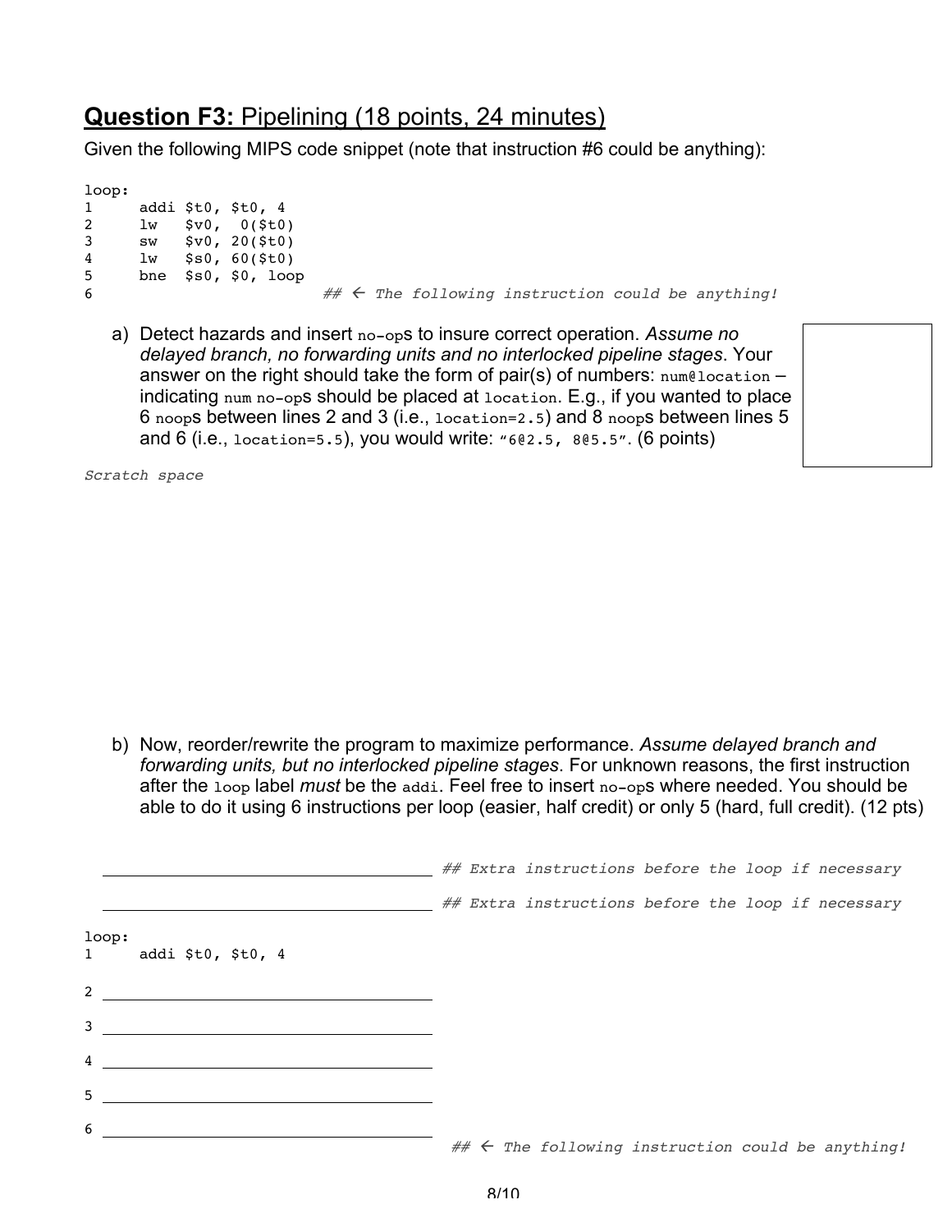## Question F3: Pipelining (18 points, 24 minutes)

Given the following MIPS code snippet (note that instruction #6 could be anything):

```
loop:
1     addi $t0, $t0, 4
2     lw   $v0,  0($t0)
3     sw   $v0, 20($t0)
4     lw   $s0, 60($t0)
5     bne  $s0, $0, loop
6                           ## ← The following instruction could be anything!
```

a) Detect hazards and insert `no-op`s to insure correct operation. *Assume no delayed branch, no forwarding units and no interlocked pipeline stages*. Your answer on the right should take the form of pair(s) of numbers: `num@location` – indicating `num` `no-op`s should be placed at `location`. E.g., if you wanted to place 6 `noop`s between lines 2 and 3 (i.e., `location=2.5`) and 8 `noop`s between lines 5 and 6 (i.e., `location=5.5`), you would write: `"6@2.5, 8@5.5"`. (6 points)

*Scratch space*

b) Now, reorder/rewrite the program to maximize performance. *Assume delayed branch and forwarding units, but no interlocked pipeline stages*. For unknown reasons, the first instruction after the `loop` label *must* be the `addi`. Feel free to insert `no-op`s where needed. You should be able to do it using 6 instructions per loop (easier, half credit) or only 5 (hard, full credit). (12 pts)

```
______________________________   ## Extra instructions before the loop if necessary
______________________________   ## Extra instructions before the loop if necessary
loop:
1     addi $t0, $t0, 4
2     ______________________________
3     ______________________________
4     ______________________________
5     ______________________________
6     ______________________________
                                 ## ← The following instruction could be anything!
```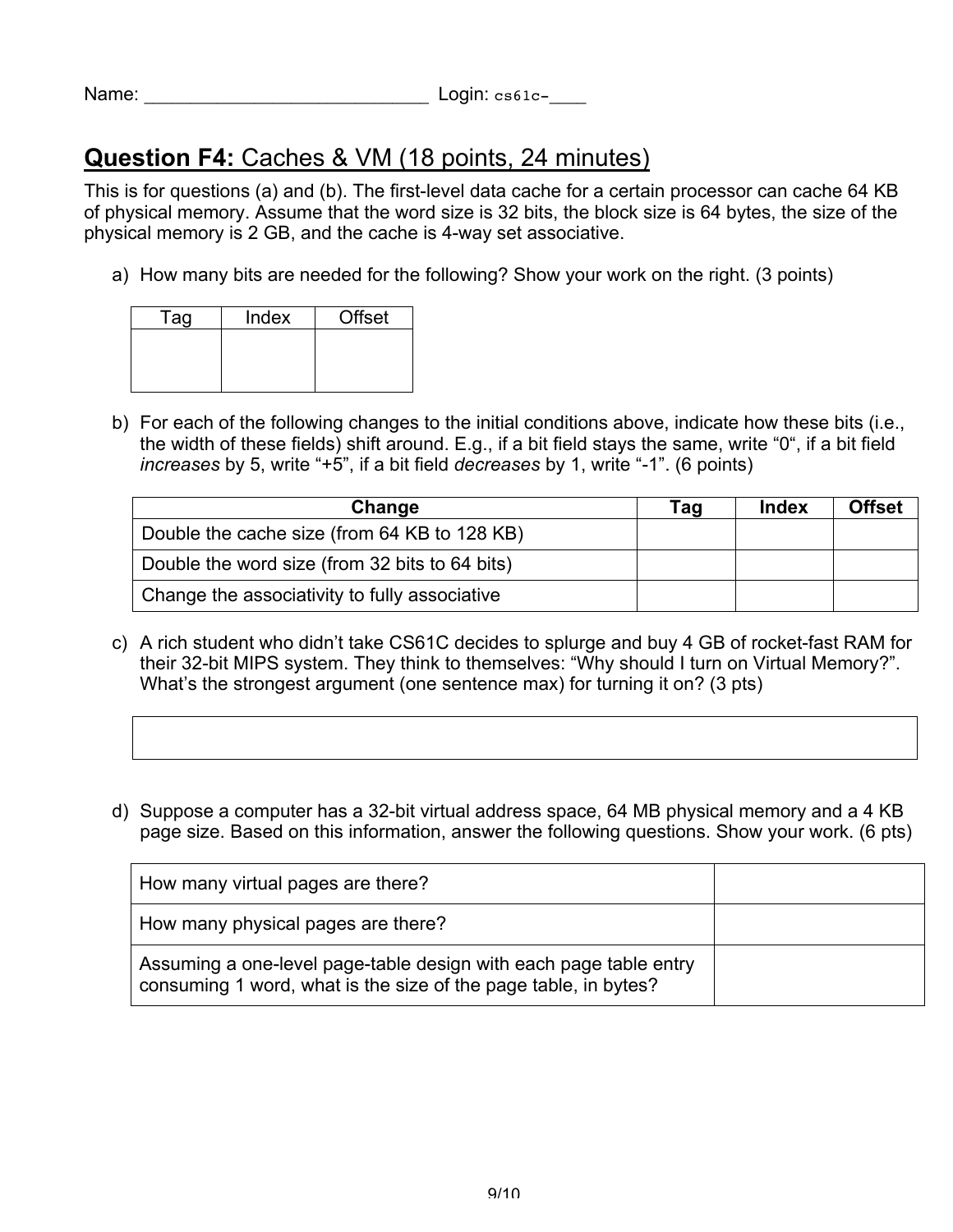Name: ___________________________ Login: cs61c-____

## Question F4: Caches & VM (18 points, 24 minutes)

This is for questions (a) and (b). The first-level data cache for a certain processor can cache 64 KB of physical memory. Assume that the word size is 32 bits, the block size is 64 bytes, the size of the physical memory is 2 GB, and the cache is 4-way set associative.

a) How many bits are needed for the following? Show your work on the right. (3 points)

| Tag | Index | Offset |
|---|---|---|
| | | |

b) For each of the following changes to the initial conditions above, indicate how these bits (i.e., the width of these fields) shift around. E.g., if a bit field stays the same, write "0", if a bit field *increases* by 5, write "+5", if a bit field *decreases* by 1, write "-1". (6 points)

| Change | Tag | Index | Offset |
|---|---|---|---|
| Double the cache size (from 64 KB to 128 KB) | | | |
| Double the word size (from 32 bits to 64 bits) | | | |
| Change the associativity to fully associative | | | |

c) A rich student who didn't take CS61C decides to splurge and buy 4 GB of rocket-fast RAM for their 32-bit MIPS system. They think to themselves: "Why should I turn on Virtual Memory?". What's the strongest argument (one sentence max) for turning it on? (3 pts)

| |
|---|
| |

d) Suppose a computer has a 32-bit virtual address space, 64 MB physical memory and a 4 KB page size. Based on this information, answer the following questions. Show your work. (6 pts)

| | |
|---|---|
| How many virtual pages are there? | |
| How many physical pages are there? | |
| Assuming a one-level page-table design with each page table entry consuming 1 word, what is the size of the page table, in bytes? | |